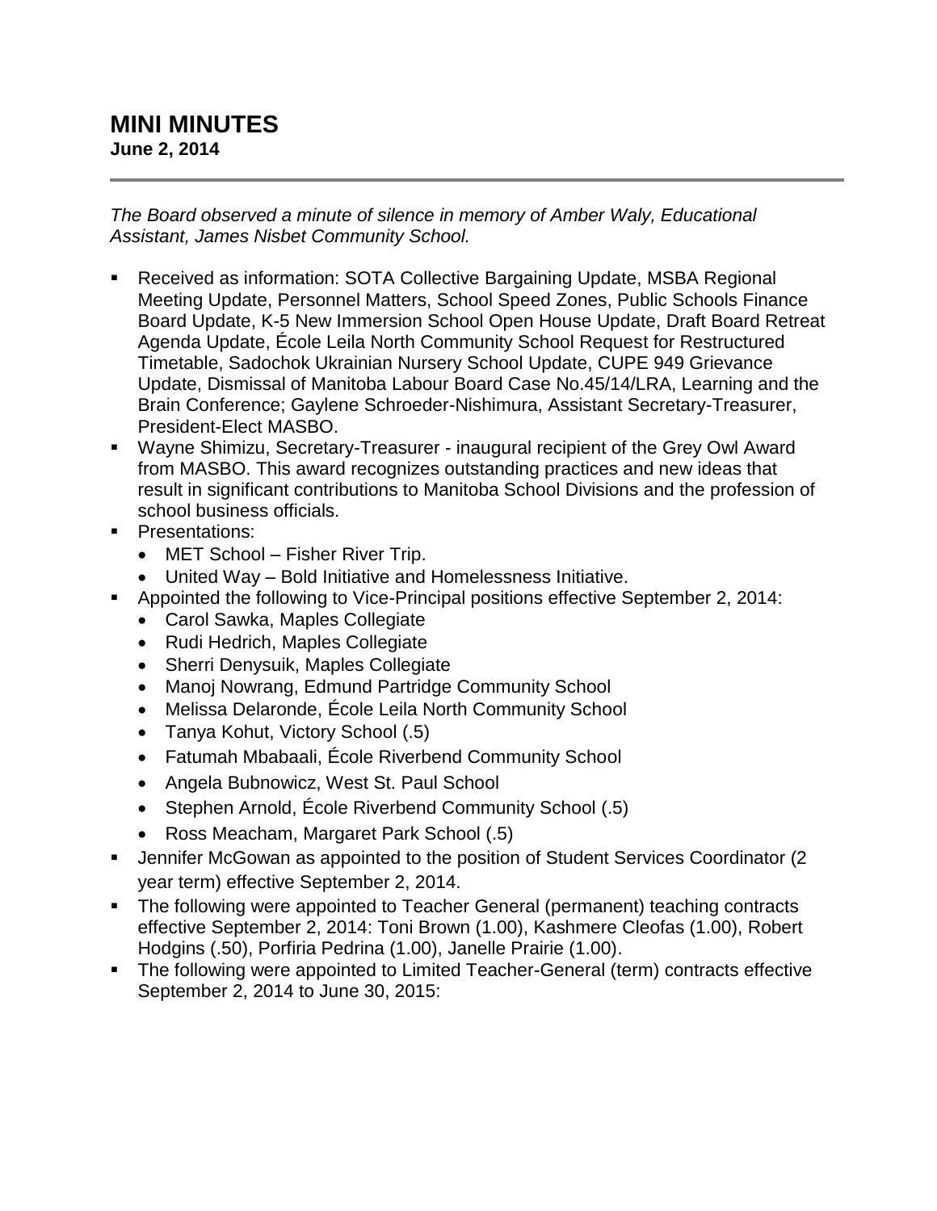# MINI MINUTES

**June 2, 2014**

---

*The Board observed a minute of silence in memory of Amber Waly, Educational Assistant, James Nisbet Community School.*

- Received as information: SOTA Collective Bargaining Update, MSBA Regional Meeting Update, Personnel Matters, School Speed Zones, Public Schools Finance Board Update, K-5 New Immersion School Open House Update, Draft Board Retreat Agenda Update, École Leila North Community School Request for Restructured Timetable, Sadochok Ukrainian Nursery School Update, CUPE 949 Grievance Update, Dismissal of Manitoba Labour Board Case No.45/14/LRA, Learning and the Brain Conference; Gaylene Schroeder-Nishimura, Assistant Secretary-Treasurer, President-Elect MASBO.
- Wayne Shimizu, Secretary-Treasurer - inaugural recipient of the Grey Owl Award from MASBO. This award recognizes outstanding practices and new ideas that result in significant contributions to Manitoba School Divisions and the profession of school business officials.
- Presentations:
  - MET School – Fisher River Trip.
  - United Way – Bold Initiative and Homelessness Initiative.
- Appointed the following to Vice-Principal positions effective September 2, 2014:
  - Carol Sawka, Maples Collegiate
  - Rudi Hedrich, Maples Collegiate
  - Sherri Denysuik, Maples Collegiate
  - Manoj Nowrang, Edmund Partridge Community School
  - Melissa Delaronde, École Leila North Community School
  - Tanya Kohut, Victory School (.5)
  - Fatumah Mbabaali, École Riverbend Community School
  - Angela Bubnowicz, West St. Paul School
  - Stephen Arnold, École Riverbend Community School (.5)
  - Ross Meacham, Margaret Park School (.5)
- Jennifer McGowan as appointed to the position of Student Services Coordinator (2 year term) effective September 2, 2014.
- The following were appointed to Teacher General (permanent) teaching contracts effective September 2, 2014: Toni Brown (1.00), Kashmere Cleofas (1.00), Robert Hodgins (.50), Porfiria Pedrina (1.00), Janelle Prairie (1.00).
- The following were appointed to Limited Teacher-General (term) contracts effective September 2, 2014 to June 30, 2015: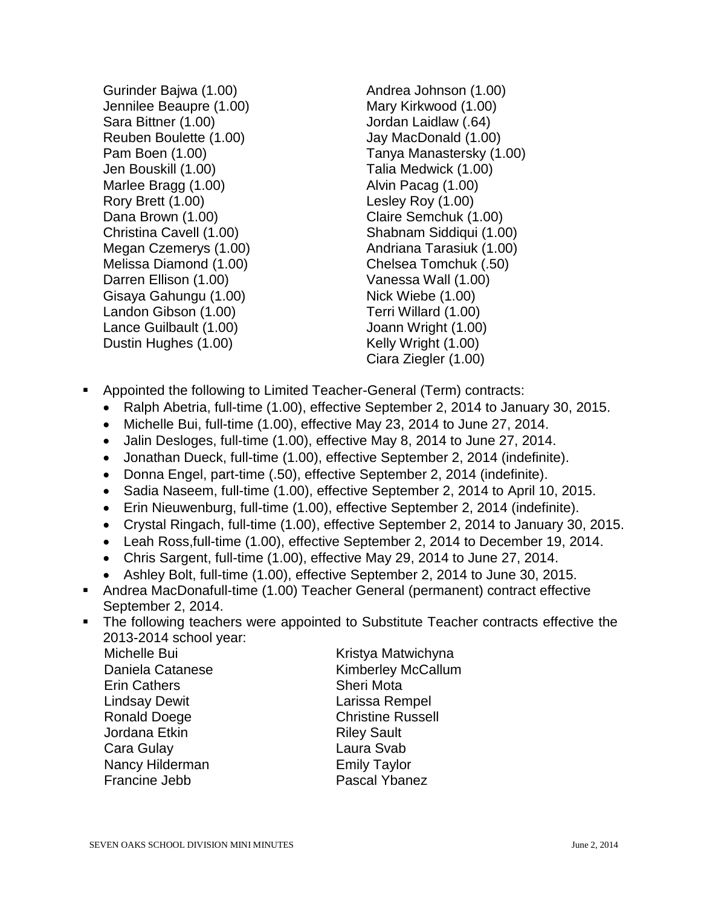- Gurinder Bajwa (1.00)
- Jennilee Beaupre (1.00)
- Sara Bittner (1.00)
- Reuben Boulette (1.00)
- Pam Boen (1.00)
- Jen Bouskill (1.00)
- Marlee Bragg (1.00)
- Rory Brett (1.00)
- Dana Brown (1.00)
- Christina Cavell (1.00)
- Megan Czemerys (1.00)
- Melissa Diamond (1.00)
- Darren Ellison (1.00)
- Gisaya Gahungu (1.00)
- Landon Gibson (1.00)
- Lance Guilbault (1.00)
- Dustin Hughes (1.00)
- Andrea Johnson (1.00)
- Mary Kirkwood (1.00)
- Jordan Laidlaw (.64)
- Jay MacDonald (1.00)
- Tanya Manastersky (1.00)
- Talia Medwick (1.00)
- Alvin Pacag (1.00)
- Lesley Roy (1.00)
- Claire Semchuk (1.00)
- Shabnam Siddiqui (1.00)
- Andriana Tarasiuk (1.00)
- Chelsea Tomchuk (.50)
- Vanessa Wall (1.00)
- Nick Wiebe (1.00)
- Terri Willard (1.00)
- Joann Wright (1.00)
- Kelly Wright (1.00)
- Ciara Ziegler (1.00)

- Appointed the following to Limited Teacher-General (Term) contracts:
  - Ralph Abetria, full-time (1.00), effective September 2, 2014 to January 30, 2015.
  - Michelle Bui, full-time (1.00), effective May 23, 2014 to June 27, 2014.
  - Jalin Desloges, full-time (1.00), effective May 8, 2014 to June 27, 2014.
  - Jonathan Dueck, full-time (1.00), effective September 2, 2014 (indefinite).
  - Donna Engel, part-time (.50), effective September 2, 2014 (indefinite).
  - Sadia Naseem, full-time (1.00), effective September 2, 2014 to April 10, 2015.
  - Erin Nieuwenburg, full-time (1.00), effective September 2, 2014 (indefinite).
  - Crystal Ringach, full-time (1.00), effective September 2, 2014 to January 30, 2015.
  - Leah Ross,full-time (1.00), effective September 2, 2014 to December 19, 2014.
  - Chris Sargent, full-time (1.00), effective May 29, 2014 to June 27, 2014.
  - Ashley Bolt, full-time (1.00), effective September 2, 2014 to June 30, 2015.
- Andrea MacDonafull-time (1.00) Teacher General (permanent) contract effective September 2, 2014.
- The following teachers were appointed to Substitute Teacher contracts effective the 2013-2014 school year:
  - Michelle Bui
  - Daniela Catanese
  - Erin Cathers
  - Lindsay Dewit
  - Ronald Doege
  - Jordana Etkin
  - Cara Gulay
  - Nancy Hilderman
  - Francine Jebb
  - Kristya Matwichyna
  - Kimberley McCallum
  - Sheri Mota
  - Larissa Rempel
  - Christine Russell
  - Riley Sault
  - Laura Svab
  - Emily Taylor
  - Pascal Ybanez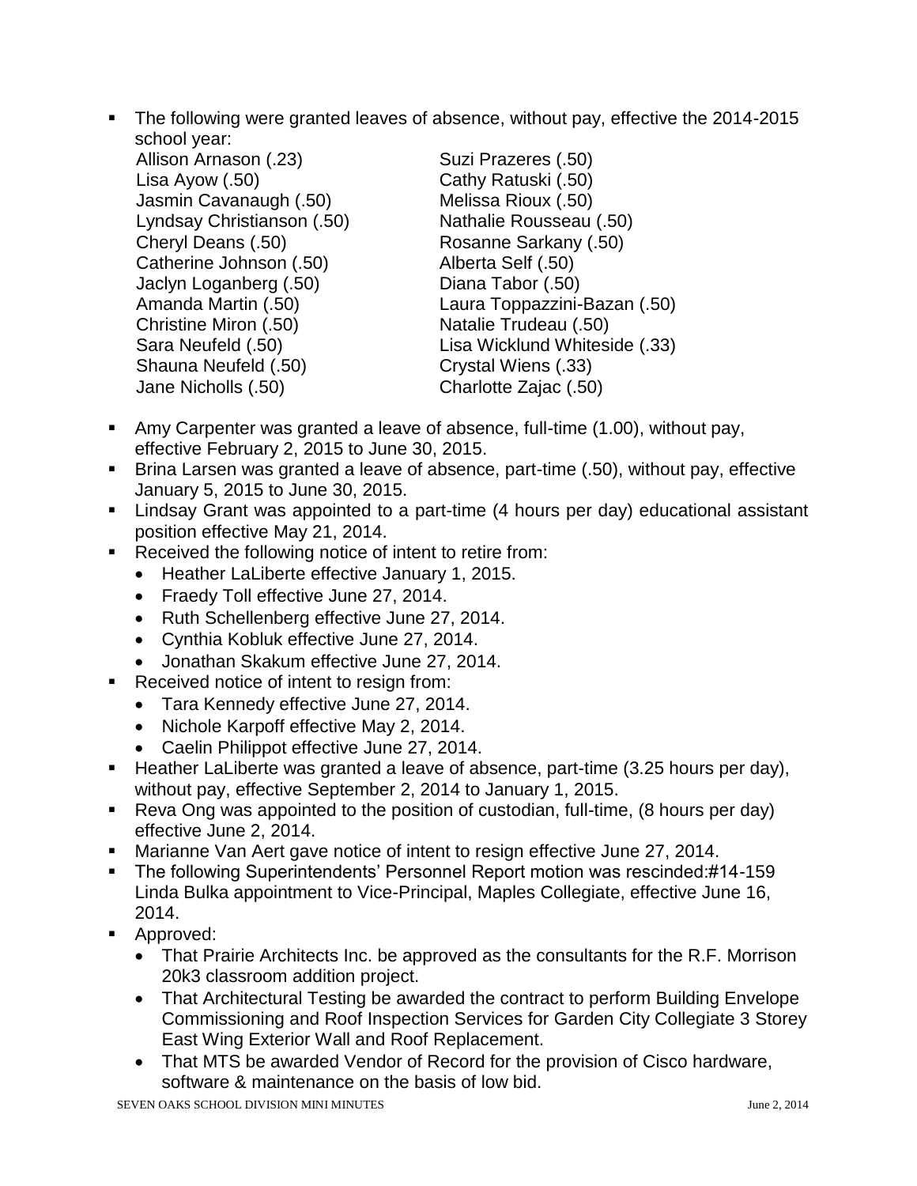- The following were granted leaves of absence, without pay, effective the 2014-2015 school year:

  Allison Arnason (.23)
  Lisa Ayow (.50)
  Jasmin Cavanaugh (.50)
  Lyndsay Christianson (.50)
  Cheryl Deans (.50)
  Catherine Johnson (.50)
  Jaclyn Loganberg (.50)
  Amanda Martin (.50)
  Christine Miron (.50)
  Sara Neufeld (.50)
  Shauna Neufeld (.50)
  Jane Nicholls (.50)
  Suzi Prazeres (.50)
  Cathy Ratuski (.50)
  Melissa Rioux (.50)
  Nathalie Rousseau (.50)
  Rosanne Sarkany (.50)
  Alberta Self (.50)
  Diana Tabor (.50)
  Laura Toppazzini-Bazan (.50)
  Natalie Trudeau (.50)
  Lisa Wicklund Whiteside (.33)
  Crystal Wiens (.33)
  Charlotte Zajac (.50)

- Amy Carpenter was granted a leave of absence, full-time (1.00), without pay, effective February 2, 2015 to June 30, 2015.
- Brina Larsen was granted a leave of absence, part-time (.50), without pay, effective January 5, 2015 to June 30, 2015.
- Lindsay Grant was appointed to a part-time (4 hours per day) educational assistant position effective May 21, 2014.
- Received the following notice of intent to retire from:
  - Heather LaLiberte effective January 1, 2015.
  - Fraedy Toll effective June 27, 2014.
  - Ruth Schellenberg effective June 27, 2014.
  - Cynthia Kobluk effective June 27, 2014.
  - Jonathan Skakum effective June 27, 2014.
- Received notice of intent to resign from:
  - Tara Kennedy effective June 27, 2014.
  - Nichole Karpoff effective May 2, 2014.
  - Caelin Philippot effective June 27, 2014.
- Heather LaLiberte was granted a leave of absence, part-time (3.25 hours per day), without pay, effective September 2, 2014 to January 1, 2015.
- Reva Ong was appointed to the position of custodian, full-time, (8 hours per day) effective June 2, 2014.
- Marianne Van Aert gave notice of intent to resign effective June 27, 2014.
- The following Superintendents' Personnel Report motion was rescinded:#14-159 Linda Bulka appointment to Vice-Principal, Maples Collegiate, effective June 16, 2014.
- Approved:
  - That Prairie Architects Inc. be approved as the consultants for the R.F. Morrison 20k3 classroom addition project.
  - That Architectural Testing be awarded the contract to perform Building Envelope Commissioning and Roof Inspection Services for Garden City Collegiate 3 Storey East Wing Exterior Wall and Roof Replacement.
  - That MTS be awarded Vendor of Record for the provision of Cisco hardware, software & maintenance on the basis of low bid.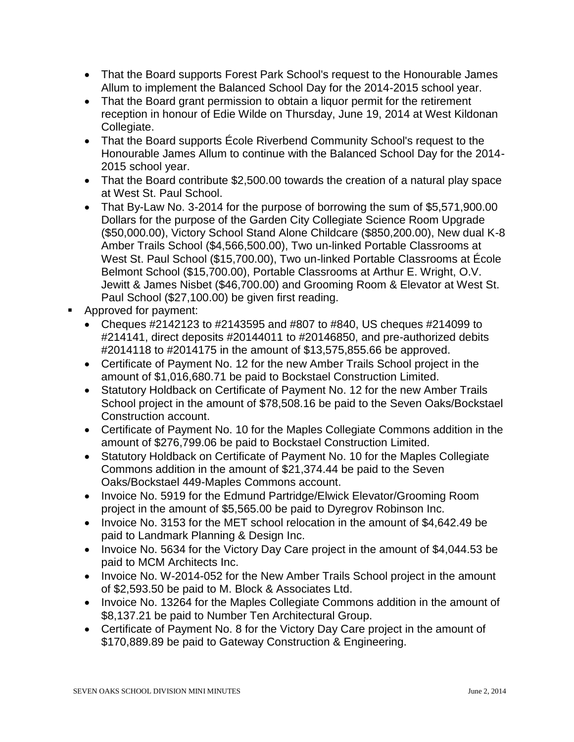- That the Board supports Forest Park School's request to the Honourable James Allum to implement the Balanced School Day for the 2014-2015 school year.
- That the Board grant permission to obtain a liquor permit for the retirement reception in honour of Edie Wilde on Thursday, June 19, 2014 at West Kildonan Collegiate.
- That the Board supports École Riverbend Community School's request to the Honourable James Allum to continue with the Balanced School Day for the 2014-2015 school year.
- That the Board contribute $2,500.00 towards the creation of a natural play space at West St. Paul School.
- That By-Law No. 3-2014 for the purpose of borrowing the sum of $5,571,900.00 Dollars for the purpose of the Garden City Collegiate Science Room Upgrade ($50,000.00), Victory School Stand Alone Childcare ($850,200.00), New dual K-8 Amber Trails School ($4,566,500.00), Two un-linked Portable Classrooms at West St. Paul School ($15,700.00), Two un-linked Portable Classrooms at École Belmont School ($15,700.00), Portable Classrooms at Arthur E. Wright, O.V. Jewitt & James Nisbet ($46,700.00) and Grooming Room & Elevator at West St. Paul School ($27,100.00) be given first reading.

- Approved for payment:
  - Cheques #2142123 to #2143595 and #807 to #840, US cheques #214099 to #214141, direct deposits #20144011 to #20146850, and pre-authorized debits #2014118 to #2014175 in the amount of $13,575,855.66 be approved.
  - Certificate of Payment No. 12 for the new Amber Trails School project in the amount of $1,016,680.71 be paid to Bockstael Construction Limited.
  - Statutory Holdback on Certificate of Payment No. 12 for the new Amber Trails School project in the amount of $78,508.16 be paid to the Seven Oaks/Bockstael Construction account.
  - Certificate of Payment No. 10 for the Maples Collegiate Commons addition in the amount of $276,799.06 be paid to Bockstael Construction Limited.
  - Statutory Holdback on Certificate of Payment No. 10 for the Maples Collegiate Commons addition in the amount of $21,374.44 be paid to the Seven Oaks/Bockstael 449-Maples Commons account.
  - Invoice No. 5919 for the Edmund Partridge/Elwick Elevator/Grooming Room project in the amount of $5,565.00 be paid to Dyregrov Robinson Inc.
  - Invoice No. 3153 for the MET school relocation in the amount of $4,642.49 be paid to Landmark Planning & Design Inc.
  - Invoice No. 5634 for the Victory Day Care project in the amount of $4,044.53 be paid to MCM Architects Inc.
  - Invoice No. W-2014-052 for the New Amber Trails School project in the amount of $2,593.50 be paid to M. Block & Associates Ltd.
  - Invoice No. 13264 for the Maples Collegiate Commons addition in the amount of $8,137.21 be paid to Number Ten Architectural Group.
  - Certificate of Payment No. 8 for the Victory Day Care project in the amount of $170,889.89 be paid to Gateway Construction & Engineering.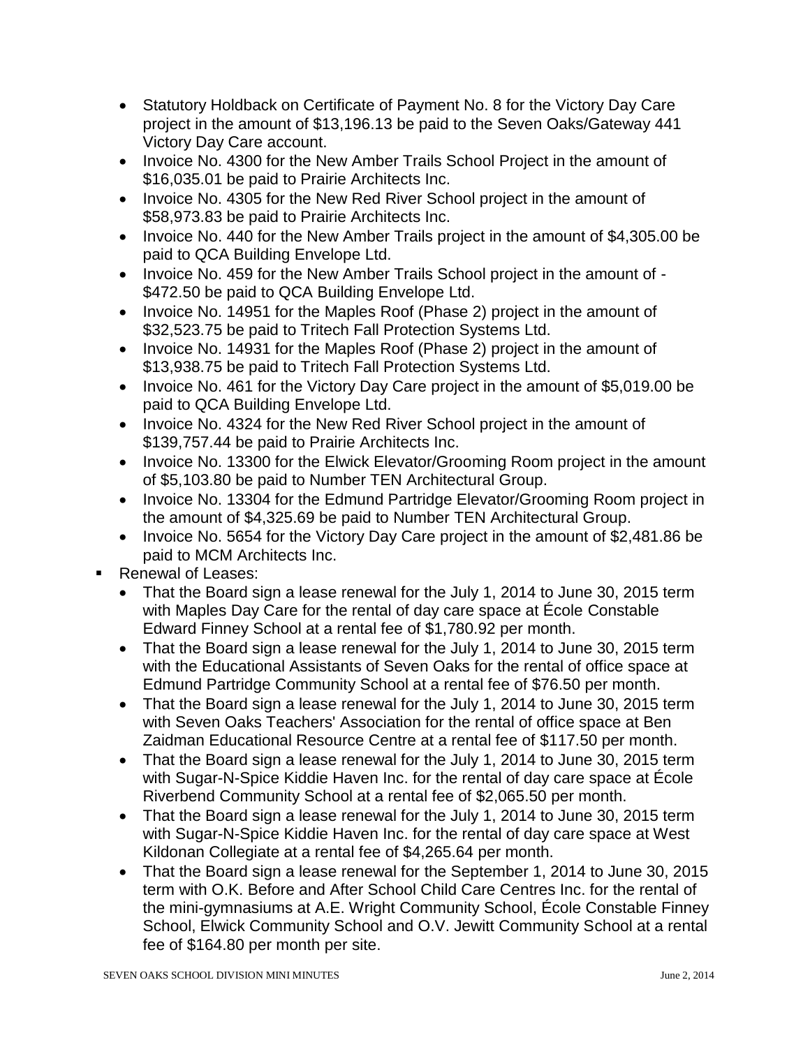- Statutory Holdback on Certificate of Payment No. 8 for the Victory Day Care project in the amount of $13,196.13 be paid to the Seven Oaks/Gateway 441 Victory Day Care account.
  - Invoice No. 4300 for the New Amber Trails School Project in the amount of $16,035.01 be paid to Prairie Architects Inc.
  - Invoice No. 4305 for the New Red River School project in the amount of $58,973.83 be paid to Prairie Architects Inc.
  - Invoice No. 440 for the New Amber Trails project in the amount of $4,305.00 be paid to QCA Building Envelope Ltd.
  - Invoice No. 459 for the New Amber Trails School project in the amount of -$472.50 be paid to QCA Building Envelope Ltd.
  - Invoice No. 14951 for the Maples Roof (Phase 2) project in the amount of $32,523.75 be paid to Tritech Fall Protection Systems Ltd.
  - Invoice No. 14931 for the Maples Roof (Phase 2) project in the amount of $13,938.75 be paid to Tritech Fall Protection Systems Ltd.
  - Invoice No. 461 for the Victory Day Care project in the amount of $5,019.00 be paid to QCA Building Envelope Ltd.
  - Invoice No. 4324 for the New Red River School project in the amount of $139,757.44 be paid to Prairie Architects Inc.
  - Invoice No. 13300 for the Elwick Elevator/Grooming Room project in the amount of $5,103.80 be paid to Number TEN Architectural Group.
  - Invoice No. 13304 for the Edmund Partridge Elevator/Grooming Room project in the amount of $4,325.69 be paid to Number TEN Architectural Group.
  - Invoice No. 5654 for the Victory Day Care project in the amount of $2,481.86 be paid to MCM Architects Inc.
- Renewal of Leases:
  - That the Board sign a lease renewal for the July 1, 2014 to June 30, 2015 term with Maples Day Care for the rental of day care space at École Constable Edward Finney School at a rental fee of $1,780.92 per month.
  - That the Board sign a lease renewal for the July 1, 2014 to June 30, 2015 term with the Educational Assistants of Seven Oaks for the rental of office space at Edmund Partridge Community School at a rental fee of $76.50 per month.
  - That the Board sign a lease renewal for the July 1, 2014 to June 30, 2015 term with Seven Oaks Teachers' Association for the rental of office space at Ben Zaidman Educational Resource Centre at a rental fee of $117.50 per month.
  - That the Board sign a lease renewal for the July 1, 2014 to June 30, 2015 term with Sugar-N-Spice Kiddie Haven Inc. for the rental of day care space at École Riverbend Community School at a rental fee of $2,065.50 per month.
  - That the Board sign a lease renewal for the July 1, 2014 to June 30, 2015 term with Sugar-N-Spice Kiddie Haven Inc. for the rental of day care space at West Kildonan Collegiate at a rental fee of $4,265.64 per month.
  - That the Board sign a lease renewal for the September 1, 2014 to June 30, 2015 term with O.K. Before and After School Child Care Centres Inc. for the rental of the mini-gymnasiums at A.E. Wright Community School, École Constable Finney School, Elwick Community School and O.V. Jewitt Community School at a rental fee of $164.80 per month per site.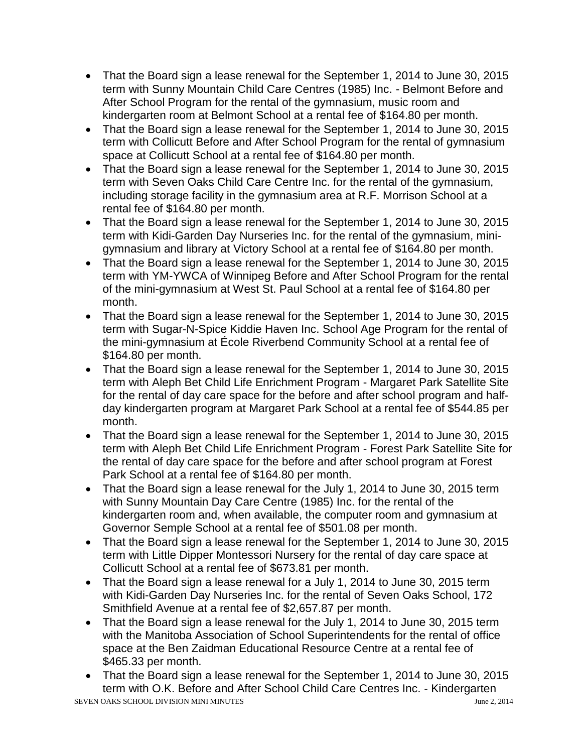- That the Board sign a lease renewal for the September 1, 2014 to June 30, 2015 term with Sunny Mountain Child Care Centres (1985) Inc. - Belmont Before and After School Program for the rental of the gymnasium, music room and kindergarten room at Belmont School at a rental fee of $164.80 per month.
- That the Board sign a lease renewal for the September 1, 2014 to June 30, 2015 term with Collicutt Before and After School Program for the rental of gymnasium space at Collicutt School at a rental fee of $164.80 per month.
- That the Board sign a lease renewal for the September 1, 2014 to June 30, 2015 term with Seven Oaks Child Care Centre Inc. for the rental of the gymnasium, including storage facility in the gymnasium area at R.F. Morrison School at a rental fee of $164.80 per month.
- That the Board sign a lease renewal for the September 1, 2014 to June 30, 2015 term with Kidi-Garden Day Nurseries Inc. for the rental of the gymnasium, mini-gymnasium and library at Victory School at a rental fee of $164.80 per month.
- That the Board sign a lease renewal for the September 1, 2014 to June 30, 2015 term with YM-YWCA of Winnipeg Before and After School Program for the rental of the mini-gymnasium at West St. Paul School at a rental fee of $164.80 per month.
- That the Board sign a lease renewal for the September 1, 2014 to June 30, 2015 term with Sugar-N-Spice Kiddie Haven Inc. School Age Program for the rental of the mini-gymnasium at École Riverbend Community School at a rental fee of $164.80 per month.
- That the Board sign a lease renewal for the September 1, 2014 to June 30, 2015 term with Aleph Bet Child Life Enrichment Program - Margaret Park Satellite Site for the rental of day care space for the before and after school program and half-day kindergarten program at Margaret Park School at a rental fee of $544.85 per month.
- That the Board sign a lease renewal for the September 1, 2014 to June 30, 2015 term with Aleph Bet Child Life Enrichment Program - Forest Park Satellite Site for the rental of day care space for the before and after school program at Forest Park School at a rental fee of $164.80 per month.
- That the Board sign a lease renewal for the July 1, 2014 to June 30, 2015 term with Sunny Mountain Day Care Centre (1985) Inc. for the rental of the kindergarten room and, when available, the computer room and gymnasium at Governor Semple School at a rental fee of $501.08 per month.
- That the Board sign a lease renewal for the September 1, 2014 to June 30, 2015 term with Little Dipper Montessori Nursery for the rental of day care space at Collicutt School at a rental fee of $673.81 per month.
- That the Board sign a lease renewal for a July 1, 2014 to June 30, 2015 term with Kidi-Garden Day Nurseries Inc. for the rental of Seven Oaks School, 172 Smithfield Avenue at a rental fee of $2,657.87 per month.
- That the Board sign a lease renewal for the July 1, 2014 to June 30, 2015 term with the Manitoba Association of School Superintendents for the rental of office space at the Ben Zaidman Educational Resource Centre at a rental fee of $465.33 per month.
- That the Board sign a lease renewal for the September 1, 2014 to June 30, 2015 term with O.K. Before and After School Child Care Centres Inc. - Kindergarten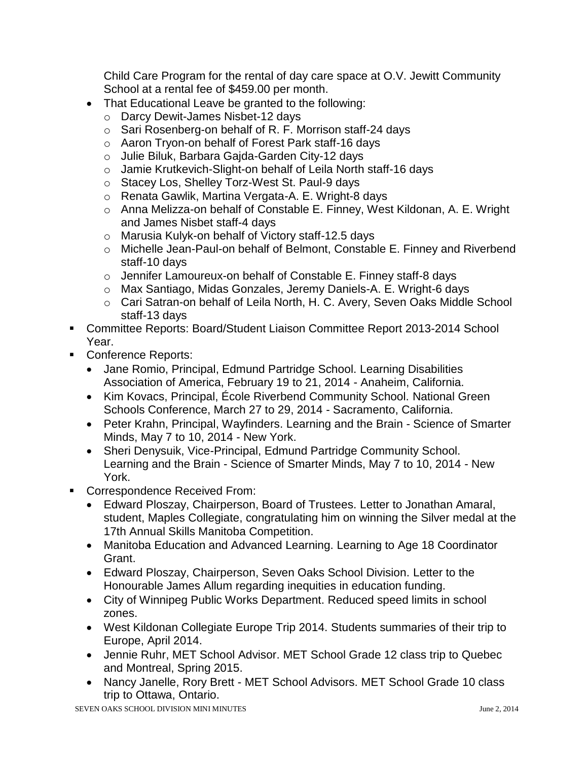Child Care Program for the rental of day care space at O.V. Jewitt Community School at a rental fee of $459.00 per month.

- That Educational Leave be granted to the following:
  - Darcy Dewit-James Nisbet-12 days
  - Sari Rosenberg-on behalf of R. F. Morrison staff-24 days
  - Aaron Tryon-on behalf of Forest Park staff-16 days
  - Julie Biluk, Barbara Gajda-Garden City-12 days
  - Jamie Krutkevich-Slight-on behalf of Leila North staff-16 days
  - Stacey Los, Shelley Torz-West St. Paul-9 days
  - Renata Gawlik, Martina Vergata-A. E. Wright-8 days
  - Anna Melizza-on behalf of Constable E. Finney, West Kildonan, A. E. Wright and James Nisbet staff-4 days
  - Marusia Kulyk-on behalf of Victory staff-12.5 days
  - Michelle Jean-Paul-on behalf of Belmont, Constable E. Finney and Riverbend staff-10 days
  - Jennifer Lamoureux-on behalf of Constable E. Finney staff-8 days
  - Max Santiago, Midas Gonzales, Jeremy Daniels-A. E. Wright-6 days
  - Cari Satran-on behalf of Leila North, H. C. Avery, Seven Oaks Middle School staff-13 days

- Committee Reports: Board/Student Liaison Committee Report 2013-2014 School Year.
- Conference Reports:
  - Jane Romio, Principal, Edmund Partridge School. Learning Disabilities Association of America, February 19 to 21, 2014 - Anaheim, California.
  - Kim Kovacs, Principal, École Riverbend Community School. National Green Schools Conference, March 27 to 29, 2014 - Sacramento, California.
  - Peter Krahn, Principal, Wayfinders. Learning and the Brain - Science of Smarter Minds, May 7 to 10, 2014 - New York.
  - Sheri Denysuik, Vice-Principal, Edmund Partridge Community School. Learning and the Brain - Science of Smarter Minds, May 7 to 10, 2014 - New York.
- Correspondence Received From:
  - Edward Ploszay, Chairperson, Board of Trustees. Letter to Jonathan Amaral, student, Maples Collegiate, congratulating him on winning the Silver medal at the 17th Annual Skills Manitoba Competition.
  - Manitoba Education and Advanced Learning. Learning to Age 18 Coordinator Grant.
  - Edward Ploszay, Chairperson, Seven Oaks School Division. Letter to the Honourable James Allum regarding inequities in education funding.
  - City of Winnipeg Public Works Department. Reduced speed limits in school zones.
  - West Kildonan Collegiate Europe Trip 2014. Students summaries of their trip to Europe, April 2014.
  - Jennie Ruhr, MET School Advisor. MET School Grade 12 class trip to Quebec and Montreal, Spring 2015.
  - Nancy Janelle, Rory Brett - MET School Advisors. MET School Grade 10 class trip to Ottawa, Ontario.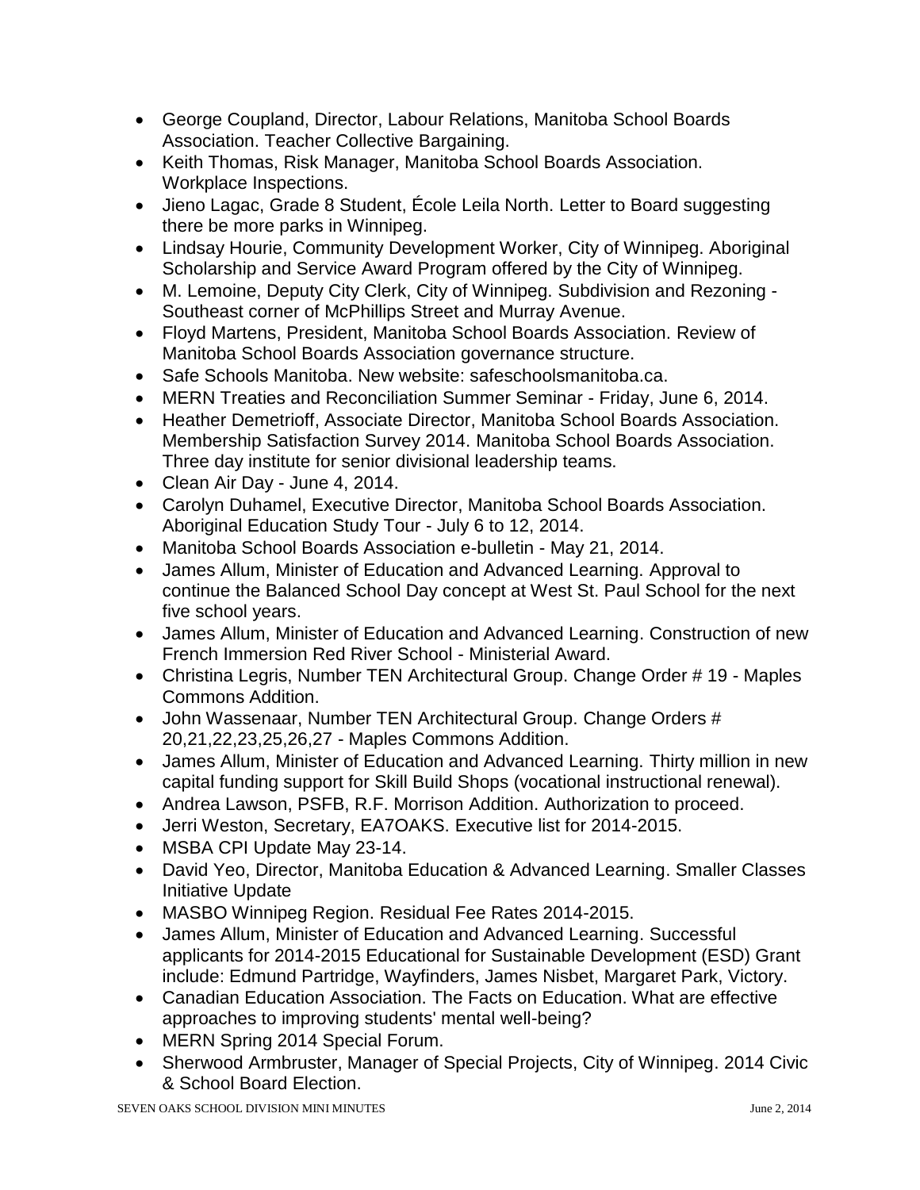- George Coupland, Director, Labour Relations, Manitoba School Boards Association. Teacher Collective Bargaining.
- Keith Thomas, Risk Manager, Manitoba School Boards Association. Workplace Inspections.
- Jieno Lagac, Grade 8 Student, École Leila North. Letter to Board suggesting there be more parks in Winnipeg.
- Lindsay Hourie, Community Development Worker, City of Winnipeg. Aboriginal Scholarship and Service Award Program offered by the City of Winnipeg.
- M. Lemoine, Deputy City Clerk, City of Winnipeg. Subdivision and Rezoning - Southeast corner of McPhillips Street and Murray Avenue.
- Floyd Martens, President, Manitoba School Boards Association. Review of Manitoba School Boards Association governance structure.
- Safe Schools Manitoba. New website: safeschoolsmanitoba.ca.
- MERN Treaties and Reconciliation Summer Seminar - Friday, June 6, 2014.
- Heather Demetrioff, Associate Director, Manitoba School Boards Association. Membership Satisfaction Survey 2014. Manitoba School Boards Association. Three day institute for senior divisional leadership teams.
- Clean Air Day - June 4, 2014.
- Carolyn Duhamel, Executive Director, Manitoba School Boards Association. Aboriginal Education Study Tour - July 6 to 12, 2014.
- Manitoba School Boards Association e-bulletin - May 21, 2014.
- James Allum, Minister of Education and Advanced Learning. Approval to continue the Balanced School Day concept at West St. Paul School for the next five school years.
- James Allum, Minister of Education and Advanced Learning. Construction of new French Immersion Red River School - Ministerial Award.
- Christina Legris, Number TEN Architectural Group. Change Order # 19 - Maples Commons Addition.
- John Wassenaar, Number TEN Architectural Group. Change Orders # 20,21,22,23,25,26,27 - Maples Commons Addition.
- James Allum, Minister of Education and Advanced Learning. Thirty million in new capital funding support for Skill Build Shops (vocational instructional renewal).
- Andrea Lawson, PSFB, R.F. Morrison Addition. Authorization to proceed.
- Jerri Weston, Secretary, EA7OAKS. Executive list for 2014-2015.
- MSBA CPI Update May 23-14.
- David Yeo, Director, Manitoba Education & Advanced Learning. Smaller Classes Initiative Update
- MASBO Winnipeg Region. Residual Fee Rates 2014-2015.
- James Allum, Minister of Education and Advanced Learning. Successful applicants for 2014-2015 Educational for Sustainable Development (ESD) Grant include: Edmund Partridge, Wayfinders, James Nisbet, Margaret Park, Victory.
- Canadian Education Association. The Facts on Education. What are effective approaches to improving students' mental well-being?
- MERN Spring 2014 Special Forum.
- Sherwood Armbruster, Manager of Special Projects, City of Winnipeg. 2014 Civic & School Board Election.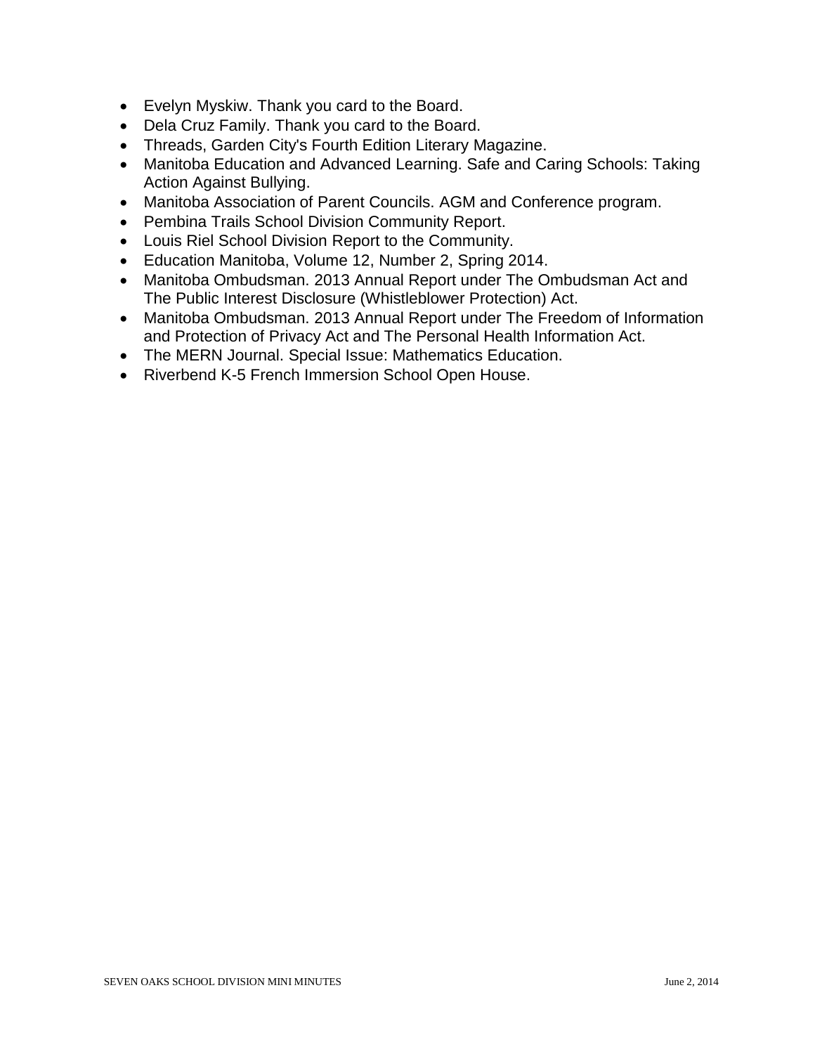- Evelyn Myskiw. Thank you card to the Board.
- Dela Cruz Family. Thank you card to the Board.
- Threads, Garden City's Fourth Edition Literary Magazine.
- Manitoba Education and Advanced Learning. Safe and Caring Schools: Taking Action Against Bullying.
- Manitoba Association of Parent Councils. AGM and Conference program.
- Pembina Trails School Division Community Report.
- Louis Riel School Division Report to the Community.
- Education Manitoba, Volume 12, Number 2, Spring 2014.
- Manitoba Ombudsman. 2013 Annual Report under The Ombudsman Act and The Public Interest Disclosure (Whistleblower Protection) Act.
- Manitoba Ombudsman. 2013 Annual Report under The Freedom of Information and Protection of Privacy Act and The Personal Health Information Act.
- The MERN Journal. Special Issue: Mathematics Education.
- Riverbend K-5 French Immersion School Open House.